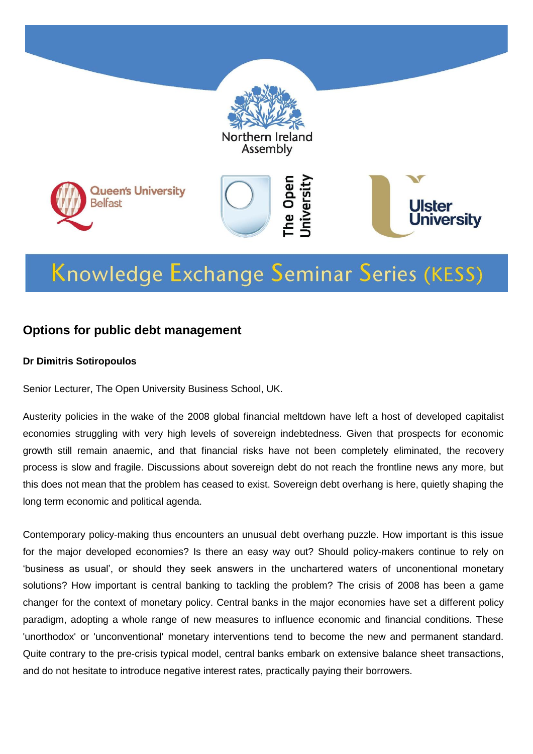Northern Ireland Assembly

Queen's University Belfast

The Open University

Ulster University

# Knowledge Exchange Seminar Series (KESS)

## Options for public debt management

**Dr Dimitris Sotiropoulos**

Senior Lecturer, The Open University Business School, UK.

Austerity policies in the wake of the 2008 global financial meltdown have left a host of developed capitalist economies struggling with very high levels of sovereign indebtedness. Given that prospects for economic growth still remain anaemic, and that financial risks have not been completely eliminated, the recovery process is slow and fragile. Discussions about sovereign debt do not reach the frontline news any more, but this does not mean that the problem has ceased to exist. Sovereign debt overhang is here, quietly shaping the long term economic and political agenda.

Contemporary policy-making thus encounters an unusual debt overhang puzzle. How important is this issue for the major developed economies? Is there an easy way out? Should policy-makers continue to rely on 'business as usual', or should they seek answers in the unchartered waters of unconentional monetary solutions? How important is central banking to tackling the problem? The crisis of 2008 has been a game changer for the context of monetary policy. Central banks in the major economies have set a different policy paradigm, adopting a whole range of new measures to influence economic and financial conditions. These 'unorthodox' or 'unconventional' monetary interventions tend to become the new and permanent standard. Quite contrary to the pre-crisis typical model, central banks embark on extensive balance sheet transactions, and do not hesitate to introduce negative interest rates, practically paying their borrowers.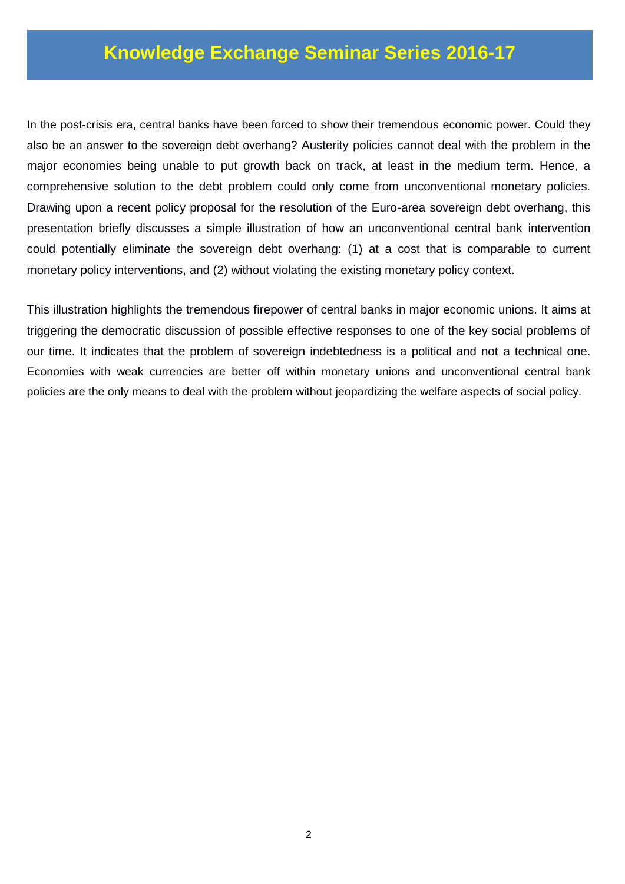# Knowledge Exchange Seminar Series 2016-17

In the post-crisis era, central banks have been forced to show their tremendous economic power. Could they also be an answer to the sovereign debt overhang? Austerity policies cannot deal with the problem in the major economies being unable to put growth back on track, at least in the medium term. Hence, a comprehensive solution to the debt problem could only come from unconventional monetary policies. Drawing upon a recent policy proposal for the resolution of the Euro-area sovereign debt overhang, this presentation briefly discusses a simple illustration of how an unconventional central bank intervention could potentially eliminate the sovereign debt overhang: (1) at a cost that is comparable to current monetary policy interventions, and (2) without violating the existing monetary policy context.

This illustration highlights the tremendous firepower of central banks in major economic unions. It aims at triggering the democratic discussion of possible effective responses to one of the key social problems of our time. It indicates that the problem of sovereign indebtedness is a political and not a technical one. Economies with weak currencies are better off within monetary unions and unconventional central bank policies are the only means to deal with the problem without jeopardizing the welfare aspects of social policy.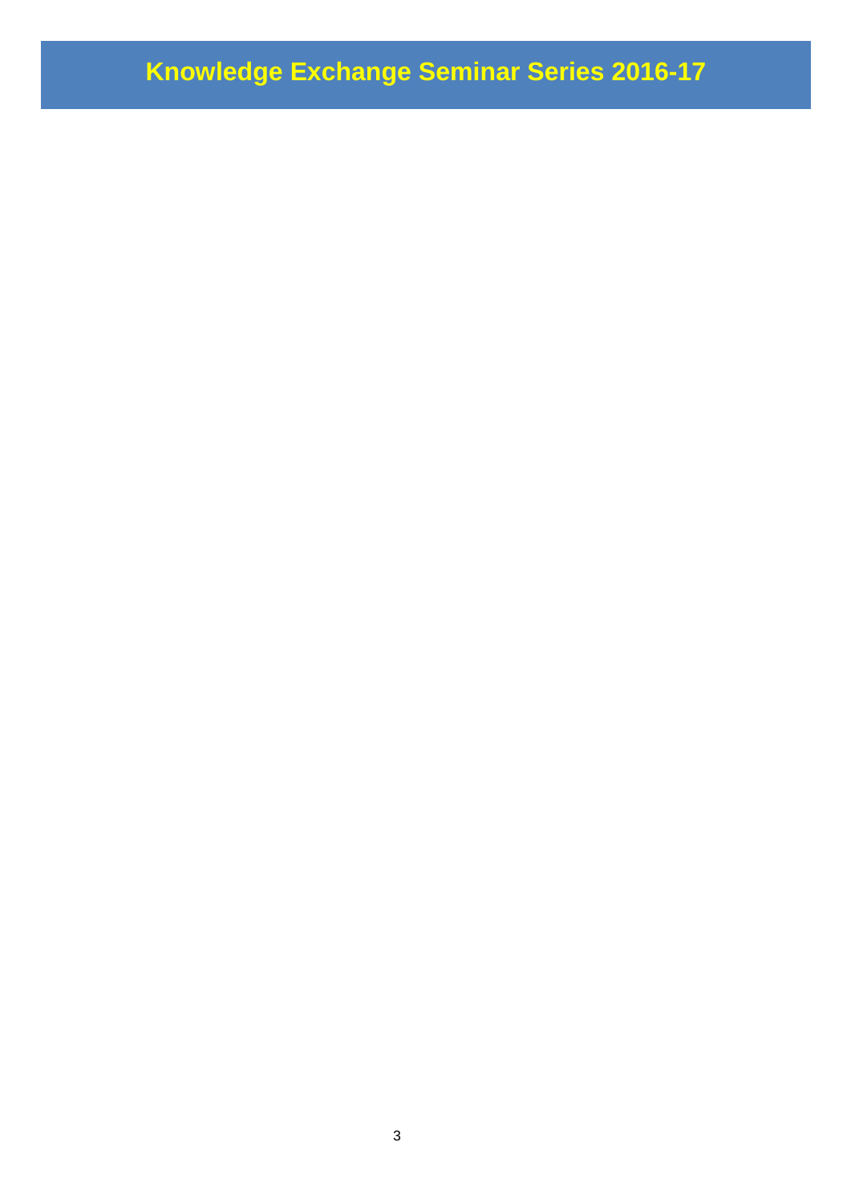# Knowledge Exchange Seminar Series 2016-17